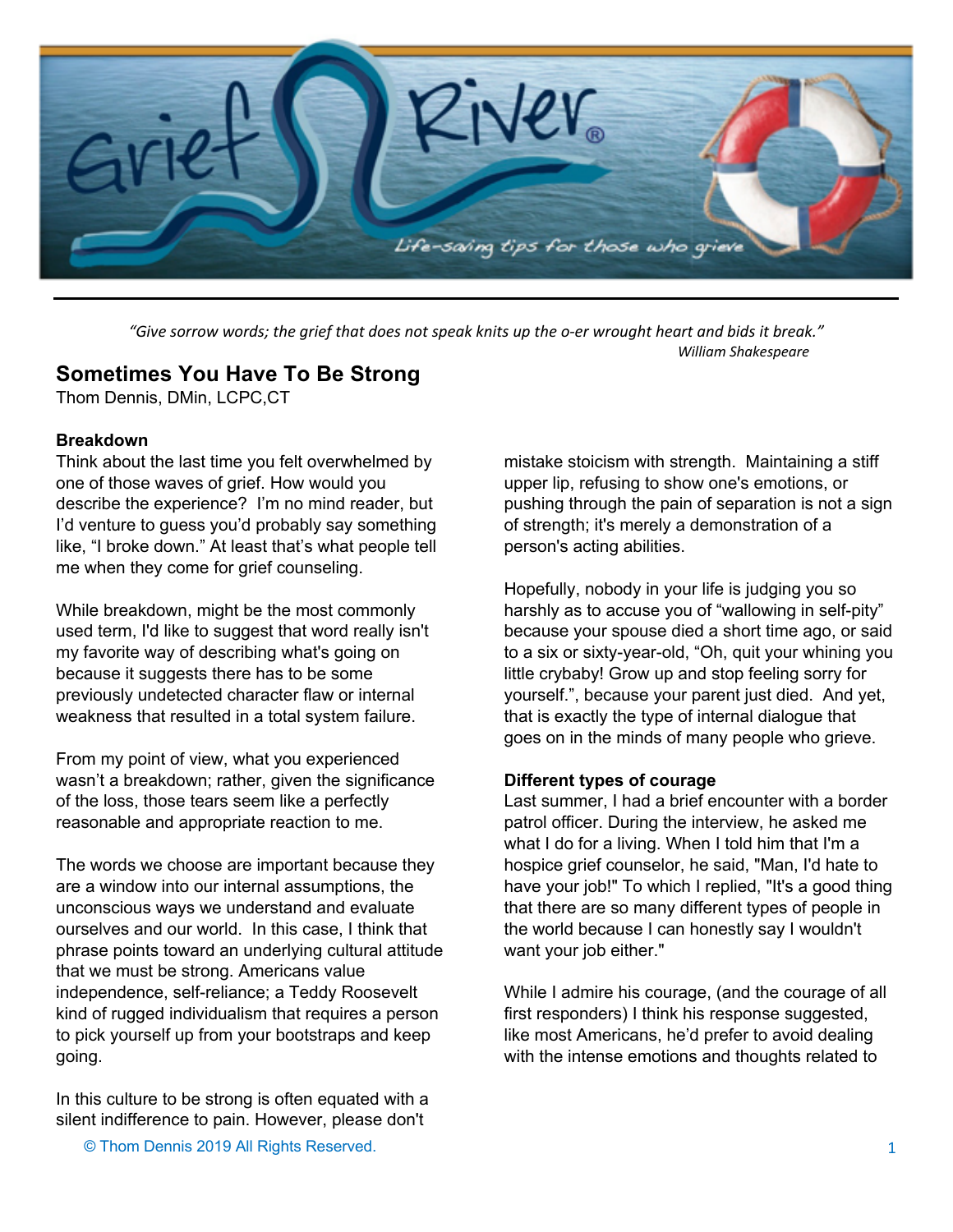*"Give sorrow words; the grief that does not speak knits up the o-er wrought heart and bids it break."*
*William Shakespeare*

# Sometimes You Have To Be Strong

Thom Dennis, DMin, LCPC,CT

**Breakdown**

Think about the last time you felt overwhelmed by one of those waves of grief. How would you describe the experience? I'm no mind reader, but I'd venture to guess you'd probably say something like, "I broke down." At least that's what people tell me when they come for grief counseling.

While breakdown, might be the most commonly used term, I'd like to suggest that word really isn't my favorite way of describing what's going on because it suggests there has to be some previously undetected character flaw or internal weakness that resulted in a total system failure.

From my point of view, what you experienced wasn't a breakdown; rather, given the significance of the loss, those tears seem like a perfectly reasonable and appropriate reaction to me.

The words we choose are important because they are a window into our internal assumptions, the unconscious ways we understand and evaluate ourselves and our world. In this case, I think that phrase points toward an underlying cultural attitude that we must be strong. Americans value independence, self-reliance; a Teddy Roosevelt kind of rugged individualism that requires a person to pick yourself up from your bootstraps and keep going.

In this culture to be strong is often equated with a silent indifference to pain. However, please don't mistake stoicism with strength. Maintaining a stiff upper lip, refusing to show one's emotions, or pushing through the pain of separation is not a sign of strength; it's merely a demonstration of a person's acting abilities.

Hopefully, nobody in your life is judging you so harshly as to accuse you of "wallowing in self-pity" because your spouse died a short time ago, or said to a six or sixty-year-old, "Oh, quit your whining you little crybaby! Grow up and stop feeling sorry for yourself.", because your parent just died. And yet, that is exactly the type of internal dialogue that goes on in the minds of many people who grieve.

**Different types of courage**

Last summer, I had a brief encounter with a border patrol officer. During the interview, he asked me what I do for a living. When I told him that I'm a hospice grief counselor, he said, "Man, I'd hate to have your job!" To which I replied, "It's a good thing that there are so many different types of people in the world because I can honestly say I wouldn't want your job either."

While I admire his courage, (and the courage of all first responders) I think his response suggested, like most Americans, he'd prefer to avoid dealing with the intense emotions and thoughts related to

© Thom Dennis 2019 All Rights Reserved.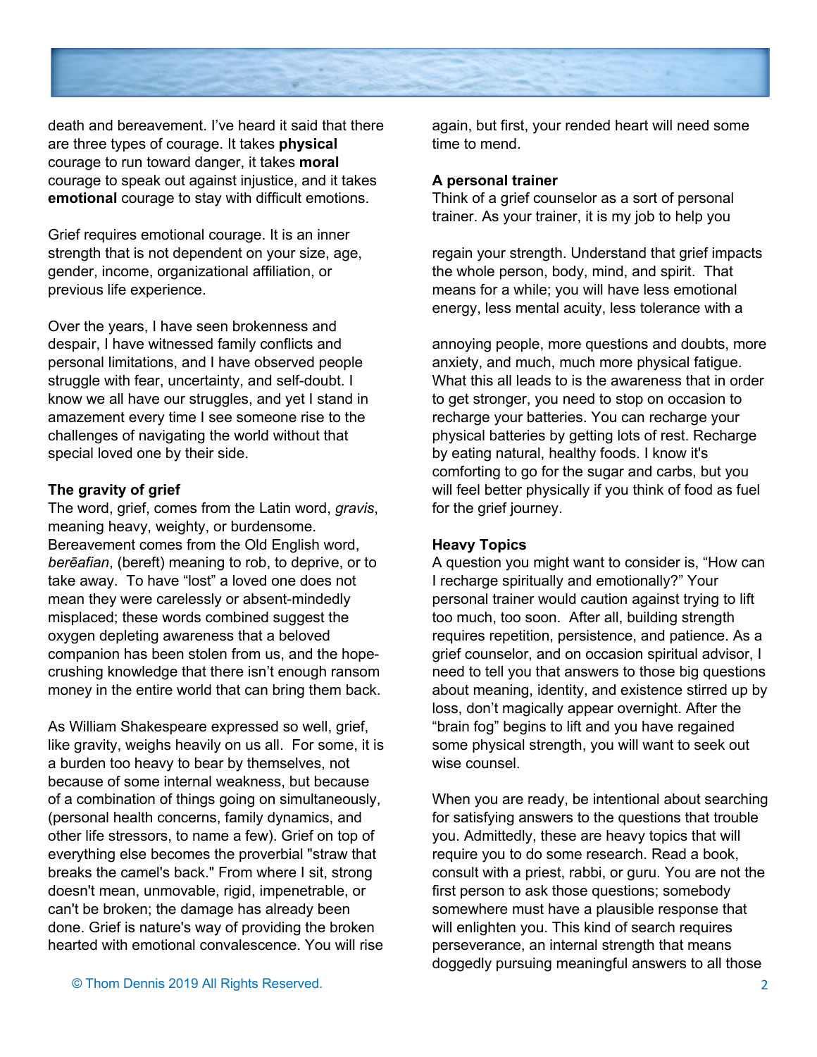death and bereavement. I've heard it said that there are three types of courage. It takes **physical** courage to run toward danger, it takes **moral** courage to speak out against injustice, and it takes **emotional** courage to stay with difficult emotions.

Grief requires emotional courage. It is an inner strength that is not dependent on your size, age, gender, income, organizational affiliation, or previous life experience.

Over the years, I have seen brokenness and despair, I have witnessed family conflicts and personal limitations, and I have observed people struggle with fear, uncertainty, and self-doubt. I know we all have our struggles, and yet I stand in amazement every time I see someone rise to the challenges of navigating the world without that special loved one by their side.

**The gravity of grief**

The word, grief, comes from the Latin word, *gravis*, meaning heavy, weighty, or burdensome. Bereavement comes from the Old English word, *berēafian*, (bereft) meaning to rob, to deprive, or to take away. To have "lost" a loved one does not mean they were carelessly or absent-mindedly misplaced; these words combined suggest the oxygen depleting awareness that a beloved companion has been stolen from us, and the hope-crushing knowledge that there isn't enough ransom money in the entire world that can bring them back.

As William Shakespeare expressed so well, grief, like gravity, weighs heavily on us all. For some, it is a burden too heavy to bear by themselves, not because of some internal weakness, but because of a combination of things going on simultaneously, (personal health concerns, family dynamics, and other life stressors, to name a few). Grief on top of everything else becomes the proverbial "straw that breaks the camel's back." From where I sit, strong doesn't mean, unmovable, rigid, impenetrable, or can't be broken; the damage has already been done. Grief is nature's way of providing the broken hearted with emotional convalescence. You will rise again, but first, your rended heart will need some time to mend.

**A personal trainer**

Think of a grief counselor as a sort of personal trainer. As your trainer, it is my job to help you regain your strength. Understand that grief impacts the whole person, body, mind, and spirit. That means for a while; you will have less emotional energy, less mental acuity, less tolerance with annoying people, more questions and doubts, more anxiety, and much, much more physical fatigue. What this all leads to is the awareness that in order to get stronger, you need to stop on occasion to recharge your batteries. You can recharge your physical batteries by getting lots of rest. Recharge by eating natural, healthy foods. I know it's comforting to go for the sugar and carbs, but you will feel better physically if you think of food as fuel for the grief journey.

**Heavy Topics**

A question you might want to consider is, "How can I recharge spiritually and emotionally?" Your personal trainer would caution against trying to lift too much, too soon. After all, building strength requires repetition, persistence, and patience. As a grief counselor, and on occasion spiritual advisor, I need to tell you that answers to those big questions about meaning, identity, and existence stirred up by loss, don't magically appear overnight. After the "brain fog" begins to lift and you have regained some physical strength, you will want to seek out wise counsel.

When you are ready, be intentional about searching for satisfying answers to the questions that trouble you. Admittedly, these are heavy topics that will require you to do some research. Read a book, consult with a priest, rabbi, or guru. You are not the first person to ask those questions; somebody somewhere must have a plausible response that will enlighten you. This kind of search requires perseverance, an internal strength that means doggedly pursuing meaningful answers to all those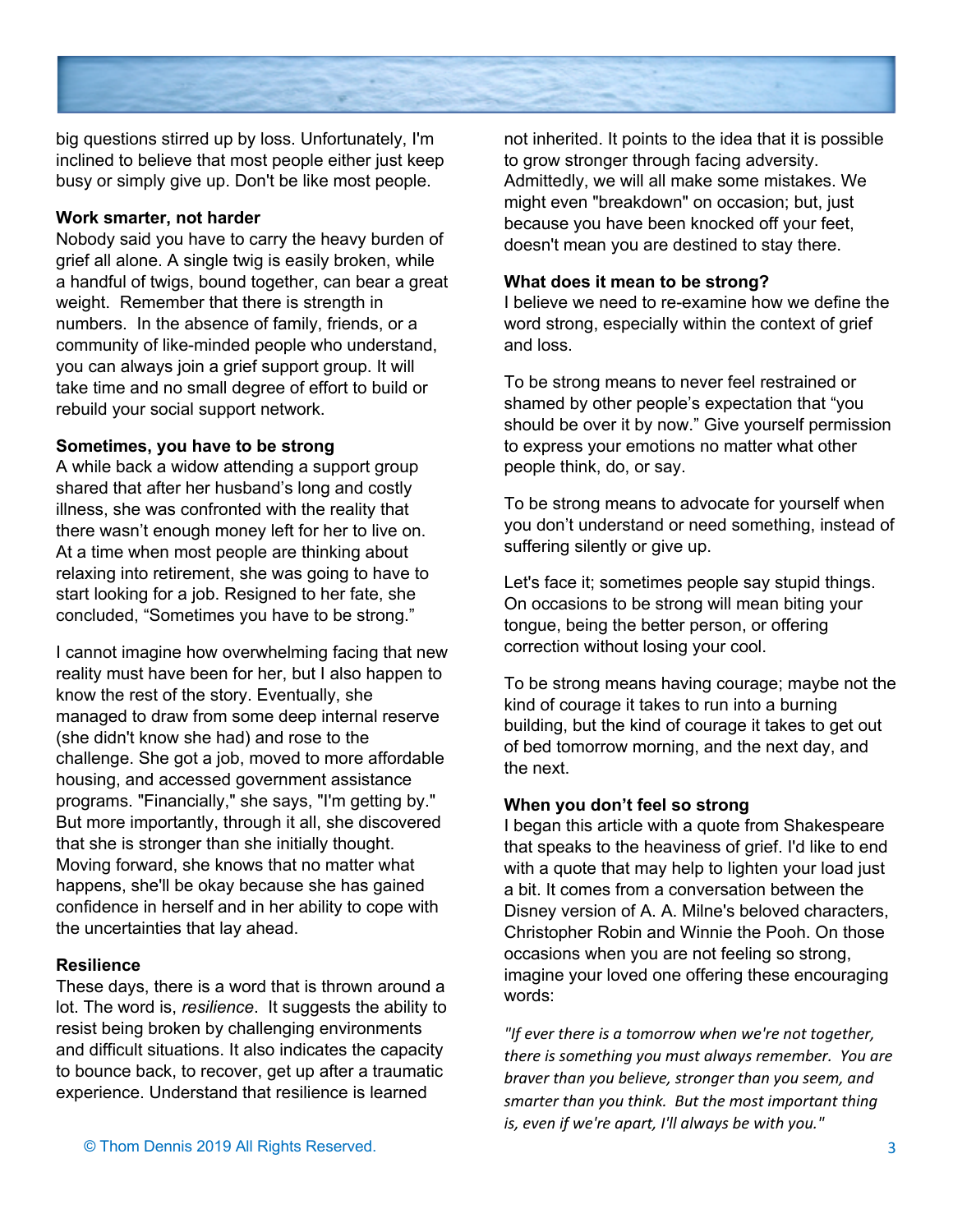big questions stirred up by loss. Unfortunately, I'm inclined to believe that most people either just keep busy or simply give up. Don't be like most people.

**Work smarter, not harder**

Nobody said you have to carry the heavy burden of grief all alone. A single twig is easily broken, while a handful of twigs, bound together, can bear a great weight. Remember that there is strength in numbers. In the absence of family, friends, or a community of like-minded people who understand, you can always join a grief support group. It will take time and no small degree of effort to build or rebuild your social support network.

**Sometimes, you have to be strong**

A while back a widow attending a support group shared that after her husband's long and costly illness, she was confronted with the reality that there wasn't enough money left for her to live on. At a time when most people are thinking about relaxing into retirement, she was going to have to start looking for a job. Resigned to her fate, she concluded, "Sometimes you have to be strong."

I cannot imagine how overwhelming facing that new reality must have been for her, but I also happen to know the rest of the story. Eventually, she managed to draw from some deep internal reserve (she didn't know she had) and rose to the challenge. She got a job, moved to more affordable housing, and accessed government assistance programs. "Financially," she says, "I'm getting by." But more importantly, through it all, she discovered that she is stronger than she initially thought. Moving forward, she knows that no matter what happens, she'll be okay because she has gained confidence in herself and in her ability to cope with the uncertainties that lay ahead.

**Resilience**

These days, there is a word that is thrown around a lot. The word is, *resilience*. It suggests the ability to resist being broken by challenging environments and difficult situations. It also indicates the capacity to bounce back, to recover, get up after a traumatic experience. Understand that resilience is learned not inherited. It points to the idea that it is possible to grow stronger through facing adversity. Admittedly, we will all make some mistakes. We might even "breakdown" on occasion; but, just because you have been knocked off your feet, doesn't mean you are destined to stay there.

**What does it mean to be strong?**

I believe we need to re-examine how we define the word strong, especially within the context of grief and loss.

To be strong means to never feel restrained or shamed by other people's expectation that "you should be over it by now." Give yourself permission to express your emotions no matter what other people think, do, or say.

To be strong means to advocate for yourself when you don't understand or need something, instead of suffering silently or give up.

Let's face it; sometimes people say stupid things. On occasions to be strong will mean biting your tongue, being the better person, or offering correction without losing your cool.

To be strong means having courage; maybe not the kind of courage it takes to run into a burning building, but the kind of courage it takes to get out of bed tomorrow morning, and the next day, and the next.

**When you don't feel so strong**

I began this article with a quote from Shakespeare that speaks to the heaviness of grief. I'd like to end with a quote that may help to lighten your load just a bit. It comes from a conversation between the Disney version of A. A. Milne's beloved characters, Christopher Robin and Winnie the Pooh. On those occasions when you are not feeling so strong, imagine your loved one offering these encouraging words:

*"If ever there is a tomorrow when we're not together, there is something you must always remember. You are braver than you believe, stronger than you seem, and smarter than you think. But the most important thing is, even if we're apart, I'll always be with you."*

© Thom Dennis 2019 All Rights Reserved.